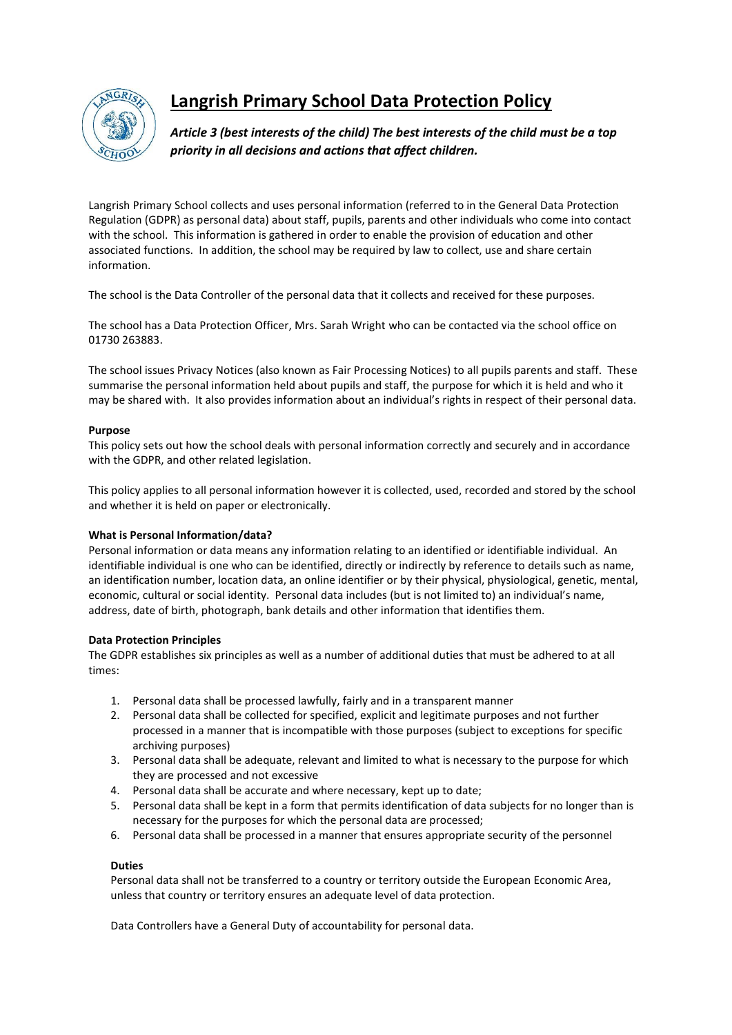# Langrish Primary School Data Protection Policy

***Article 3 (best interests of the child) The best interests of the child must be a top priority in all decisions and actions that affect children.***

Langrish Primary School collects and uses personal information (referred to in the General Data Protection Regulation (GDPR) as personal data) about staff, pupils, parents and other individuals who come into contact with the school. This information is gathered in order to enable the provision of education and other associated functions. In addition, the school may be required by law to collect, use and share certain information.

The school is the Data Controller of the personal data that it collects and received for these purposes.

The school has a Data Protection Officer, Mrs. Sarah Wright who can be contacted via the school office on 01730 263883.

The school issues Privacy Notices (also known as Fair Processing Notices) to all pupils parents and staff. These summarise the personal information held about pupils and staff, the purpose for which it is held and who it may be shared with. It also provides information about an individual's rights in respect of their personal data.

**Purpose**

This policy sets out how the school deals with personal information correctly and securely and in accordance with the GDPR, and other related legislation.

This policy applies to all personal information however it is collected, used, recorded and stored by the school and whether it is held on paper or electronically.

**What is Personal Information/data?**

Personal information or data means any information relating to an identified or identifiable individual. An identifiable individual is one who can be identified, directly or indirectly by reference to details such as name, an identification number, location data, an online identifier or by their physical, physiological, genetic, mental, economic, cultural or social identity. Personal data includes (but is not limited to) an individual's name, address, date of birth, photograph, bank details and other information that identifies them.

**Data Protection Principles**

The GDPR establishes six principles as well as a number of additional duties that must be adhered to at all times:

1. Personal data shall be processed lawfully, fairly and in a transparent manner
2. Personal data shall be collected for specified, explicit and legitimate purposes and not further processed in a manner that is incompatible with those purposes (subject to exceptions for specific archiving purposes)
3. Personal data shall be adequate, relevant and limited to what is necessary to the purpose for which they are processed and not excessive
4. Personal data shall be accurate and where necessary, kept up to date;
5. Personal data shall be kept in a form that permits identification of data subjects for no longer than is necessary for the purposes for which the personal data are processed;
6. Personal data shall be processed in a manner that ensures appropriate security of the personnel

**Duties**

Personal data shall not be transferred to a country or territory outside the European Economic Area, unless that country or territory ensures an adequate level of data protection.

Data Controllers have a General Duty of accountability for personal data.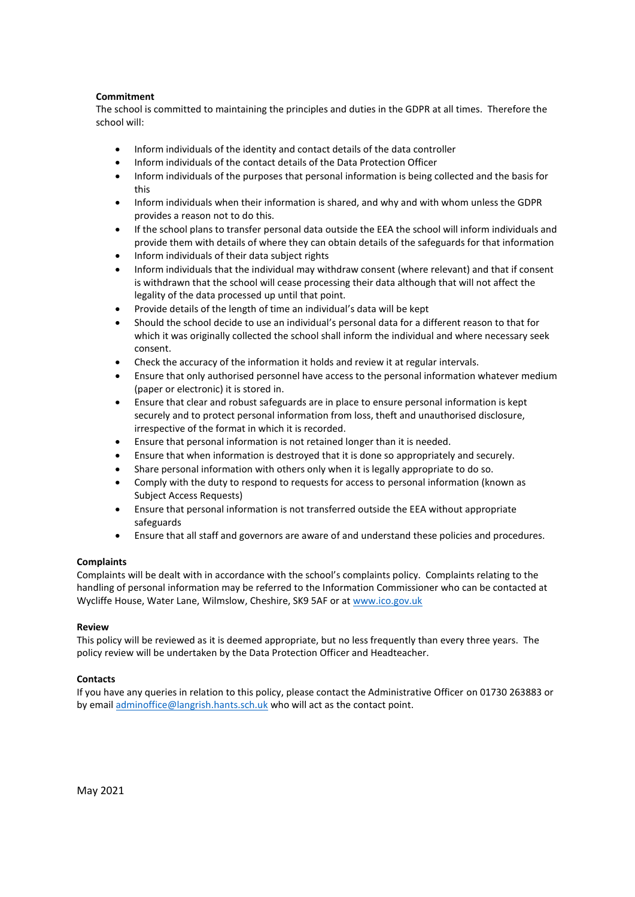**Commitment**

The school is committed to maintaining the principles and duties in the GDPR at all times. Therefore the school will:

- Inform individuals of the identity and contact details of the data controller
- Inform individuals of the contact details of the Data Protection Officer
- Inform individuals of the purposes that personal information is being collected and the basis for this
- Inform individuals when their information is shared, and why and with whom unless the GDPR provides a reason not to do this.
- If the school plans to transfer personal data outside the EEA the school will inform individuals and provide them with details of where they can obtain details of the safeguards for that information
- Inform individuals of their data subject rights
- Inform individuals that the individual may withdraw consent (where relevant) and that if consent is withdrawn that the school will cease processing their data although that will not affect the legality of the data processed up until that point.
- Provide details of the length of time an individual's data will be kept
- Should the school decide to use an individual's personal data for a different reason to that for which it was originally collected the school shall inform the individual and where necessary seek consent.
- Check the accuracy of the information it holds and review it at regular intervals.
- Ensure that only authorised personnel have access to the personal information whatever medium (paper or electronic) it is stored in.
- Ensure that clear and robust safeguards are in place to ensure personal information is kept securely and to protect personal information from loss, theft and unauthorised disclosure, irrespective of the format in which it is recorded.
- Ensure that personal information is not retained longer than it is needed.
- Ensure that when information is destroyed that it is done so appropriately and securely.
- Share personal information with others only when it is legally appropriate to do so.
- Comply with the duty to respond to requests for access to personal information (known as Subject Access Requests)
- Ensure that personal information is not transferred outside the EEA without appropriate safeguards
- Ensure that all staff and governors are aware of and understand these policies and procedures.

**Complaints**

Complaints will be dealt with in accordance with the school's complaints policy. Complaints relating to the handling of personal information may be referred to the Information Commissioner who can be contacted at Wycliffe House, Water Lane, Wilmslow, Cheshire, SK9 5AF or at www.ico.gov.uk

**Review**

This policy will be reviewed as it is deemed appropriate, but no less frequently than every three years. The policy review will be undertaken by the Data Protection Officer and Headteacher.

**Contacts**

If you have any queries in relation to this policy, please contact the Administrative Officer on 01730 263883 or by email adminoffice@langrish.hants.sch.uk who will act as the contact point.

May 2021